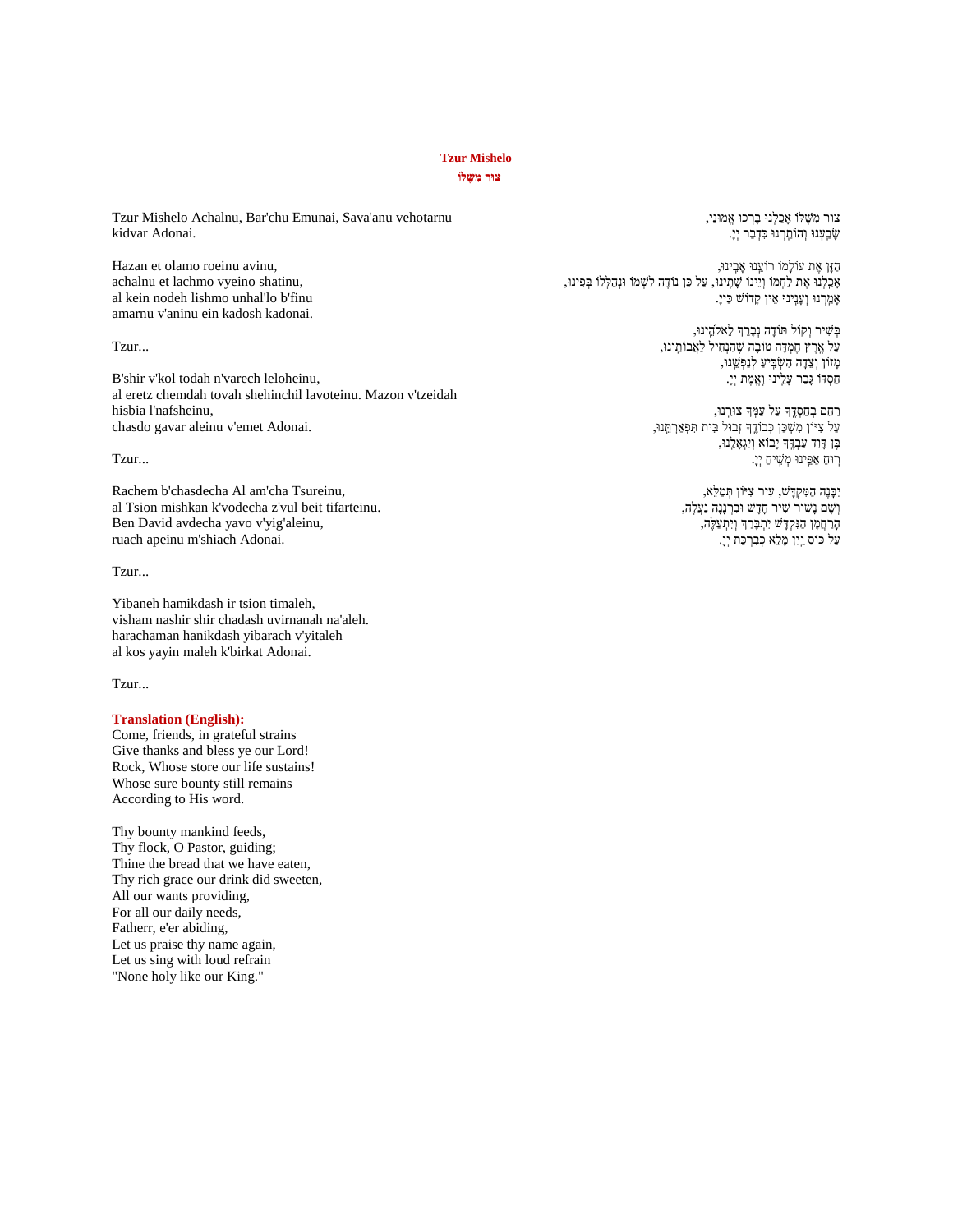# Tzur Mishelo

## צוּר מִשֶּׁלּוֹ

Tzur Mishelo Achalnu, Bar'chu Emunai, Sava'anu vehotarnu kidvar Adonai.

Hazan et olamo roeinu avinu,
achalnu et lachmo vyeino shatinu,
al kein nodeh lishmo unhal'lo b'finu
amarnu v'aninu ein kadosh kadonai.

Tzur...

B'shir v'kol todah n'varech leloheinu,
al eretz chemdah tovah shehinchil lavoteinu. Mazon v'tzeidah hisbia l'nafsheinu,
chasdo gavar aleinu v'emet Adonai.

Tzur...

Rachem b'chasdecha Al am'cha Tsureinu,
al Tsion mishkan k'vodecha z'vul beit tifarteinu.
Ben David avdecha yavo v'yig'aleinu,
ruach apeinu m'shiach Adonai.

Tzur...

Yibaneh hamikdash ir tsion timaleh,
visham nashir shir chadash uvirnanah na'aleh.
harachaman hanikdash yibarach v'yitaleh
al kos yayin maleh k'birkat Adonai.

Tzur...

צוּר מִשֶּׁלּוֹ אָכַלְנוּ בָּרְכוּ אֱמוּנַי,
שָׂבַעְנוּ וְהוֹתַרְנוּ כִּדְבַר יְיָ.

הַזָּן אֶת עוֹלָמוֹ רוֹעֵנוּ אָבִינוּ,
אָכַלְנוּ אֶת לַחְמוֹ וְיֵינוֹ שָׁתִינוּ, עַל כֵּן נוֹדֶה לִשְׁמוֹ וּנְהַלְלוֹ בְּפִינוּ,
אָמַרְנוּ וְעָנִינוּ אֵין קָדוֹשׁ כַּייָ.

בְּשִׁיר וְקוֹל תּוֹדָה נְבָרֵךְ לֵאלֹהֵינוּ,
עַל אֶרֶץ חֶמְדָּה טוֹבָה שֶׁהִנְחִיל לַאֲבוֹתֵינוּ,
מָזוֹן וְצֵדָה הִשְׂבִּיעַ לְנַפְשֵׁנוּ,
חַסְדּוֹ גָּבַר עָלֵינוּ וֶאֱמֶת יְיָ.

רַחֵם בְּחַסְדֶּךָ עַל עַמְּךָ צוּרֵנוּ,
עַל צִיּוֹן מִשְׁכַּן כְּבוֹדֶךָ זְבוּל בֵּית תִּפְאַרְתֵּנוּ,
בֶּן דָּוִד עַבְדֶּךָ יָבוֹא וְיִגְאָלֵנוּ,
רוּחַ אַפֵּינוּ מְשִׁיחַ יְיָ.

יִבָּנֶה הַמִּקְדָּשׁ, עִיר צִיּוֹן תְּמַלֵּא,
וְשָׁם נָשִׁיר שִׁיר חָדָשׁ וּבִרְנָנָה נַעֲלֶה,
הָרַחֲמָן הַנִּקְדָּשׁ יִתְבָּרַךְ וְיִתְעַלֶּה,
עַל כּוֹס יַיִן מָלֵא כְּבִרְכַּת יְיָ.

**Translation (English):**

Come, friends, in grateful strains
Give thanks and bless ye our Lord!
Rock, Whose store our life sustains!
Whose sure bounty still remains
According to His word.

Thy bounty mankind feeds,
Thy flock, O Pastor, guiding;
Thine the bread that we have eaten,
Thy rich grace our drink did sweeten,
All our wants providing,
For all our daily needs,
Fatherr, e'er abiding,
Let us praise thy name again,
Let us sing with loud refrain
"None holy like our King."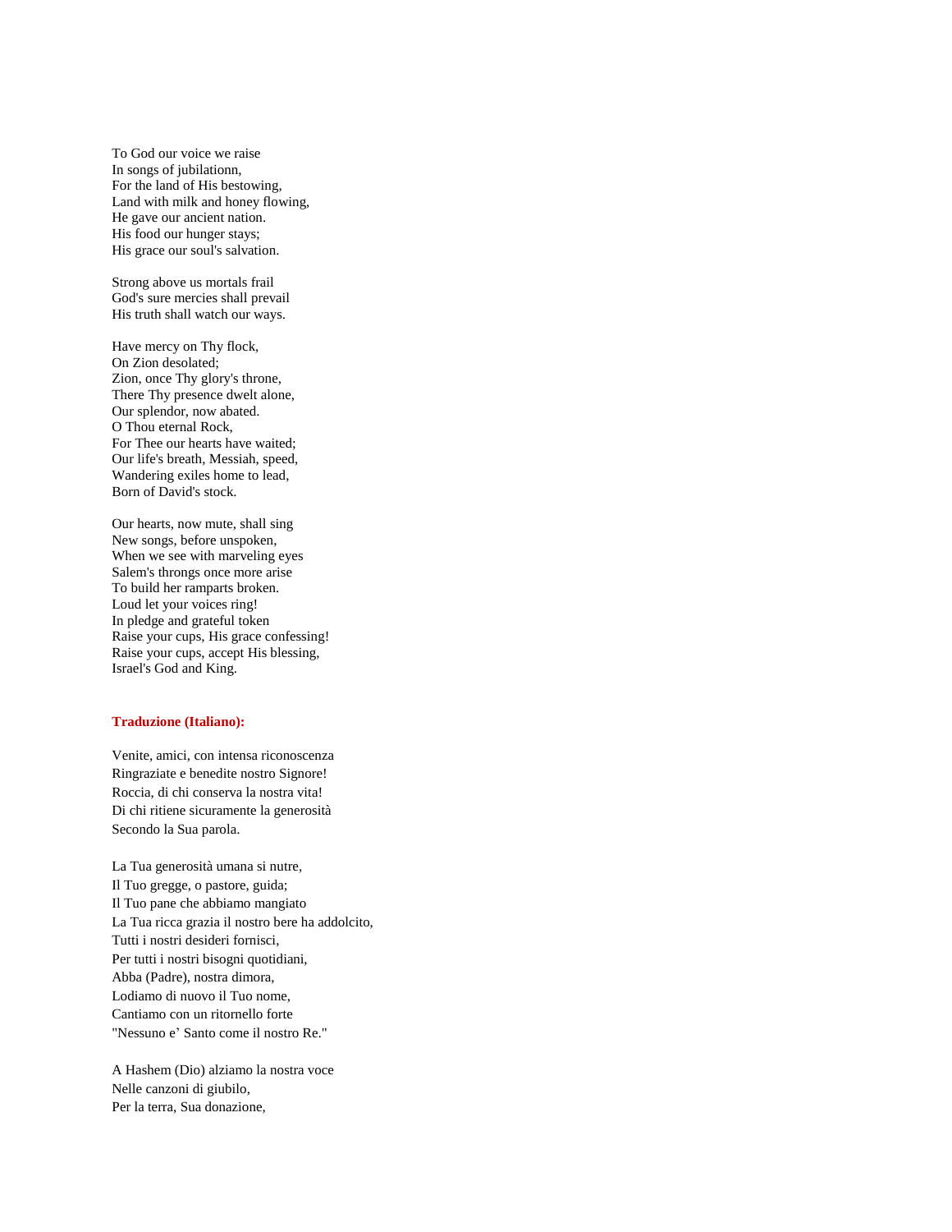To God our voice we raise
In songs of jubilationn,
For the land of His bestowing,
Land with milk and honey flowing,
He gave our ancient nation.
His food our hunger stays;
His grace our soul's salvation.

Strong above us mortals frail
God's sure mercies shall prevail
His truth shall watch our ways.

Have mercy on Thy flock,
On Zion desolated;
Zion, once Thy glory's throne,
There Thy presence dwelt alone,
Our splendor, now abated.
O Thou eternal Rock,
For Thee our hearts have waited;
Our life's breath, Messiah, speed,
Wandering exiles home to lead,
Born of David's stock.

Our hearts, now mute, shall sing
New songs, before unspoken,
When we see with marveling eyes
Salem's throngs once more arise
To build her ramparts broken.
Loud let your voices ring!
In pledge and grateful token
Raise your cups, His grace confessing!
Raise your cups, accept His blessing,
Israel's God and King.

**Traduzione (Italiano):**

Venite, amici, con intensa riconoscenza
Ringraziate e benedite nostro Signore!
Roccia, di chi conserva la nostra vita!
Di chi ritiene sicuramente la generosità
Secondo la Sua parola.

La Tua generosità umana si nutre,
Il Tuo gregge, o pastore, guida;
Il Tuo pane che abbiamo mangiato
La Tua ricca grazia il nostro bere ha addolcito,
Tutti i nostri desideri fornisci,
Per tutti i nostri bisogni quotidiani,
Abba (Padre), nostra dimora,
Lodiamo di nuovo il Tuo nome,
Cantiamo con un ritornello forte
"Nessuno e' Santo come il nostro Re."

A Hashem (Dio) alziamo la nostra voce
Nelle canzoni di giubilo,
Per la terra, Sua donazione,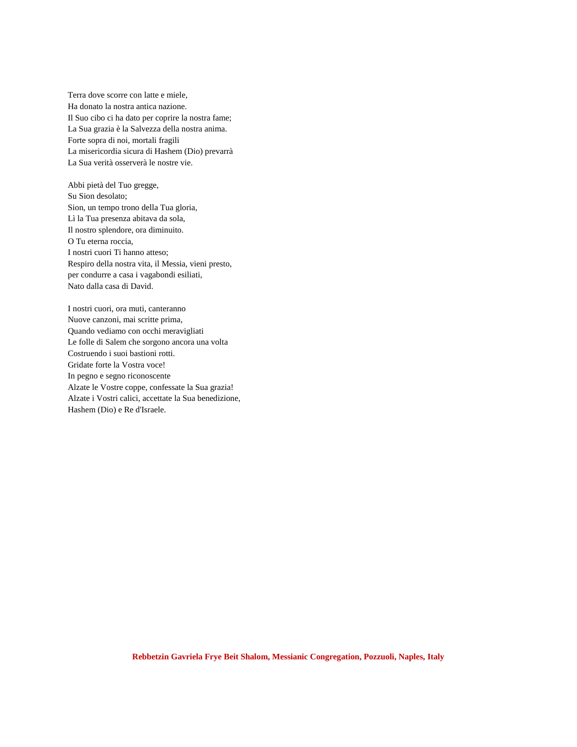Terra dove scorre con latte e miele,
Ha donato la nostra antica nazione.
Il Suo cibo ci ha dato per coprire la nostra fame;
La Sua grazia è la Salvezza della nostra anima.
Forte sopra di noi, mortali fragili
La misericordia sicura di Hashem (Dio) prevarrà
La Sua verità osserverà le nostre vie.

Abbi pietà del Tuo gregge,
Su Sion desolato;
Sion, un tempo trono della Tua gloria,
Lì la Tua presenza abitava da sola,
Il nostro splendore, ora diminuito.
O Tu eterna roccia,
I nostri cuori Ti hanno atteso;
Respiro della nostra vita, il Messia, vieni presto,
per condurre a casa i vagabondi esiliati,
Nato dalla casa di David.

I nostri cuori, ora muti, canteranno
Nuove canzoni, mai scritte prima,
Quando vediamo con occhi meravigliati
Le folle di Salem che sorgono ancora una volta
Costruendo i suoi bastioni rotti.
Gridate forte la Vostra voce!
In pegno e segno riconoscente
Alzate le Vostre coppe, confessate la Sua grazia!
Alzate i Vostri calici, accettate la Sua benedizione,
Hashem (Dio) e Re d'Israele.